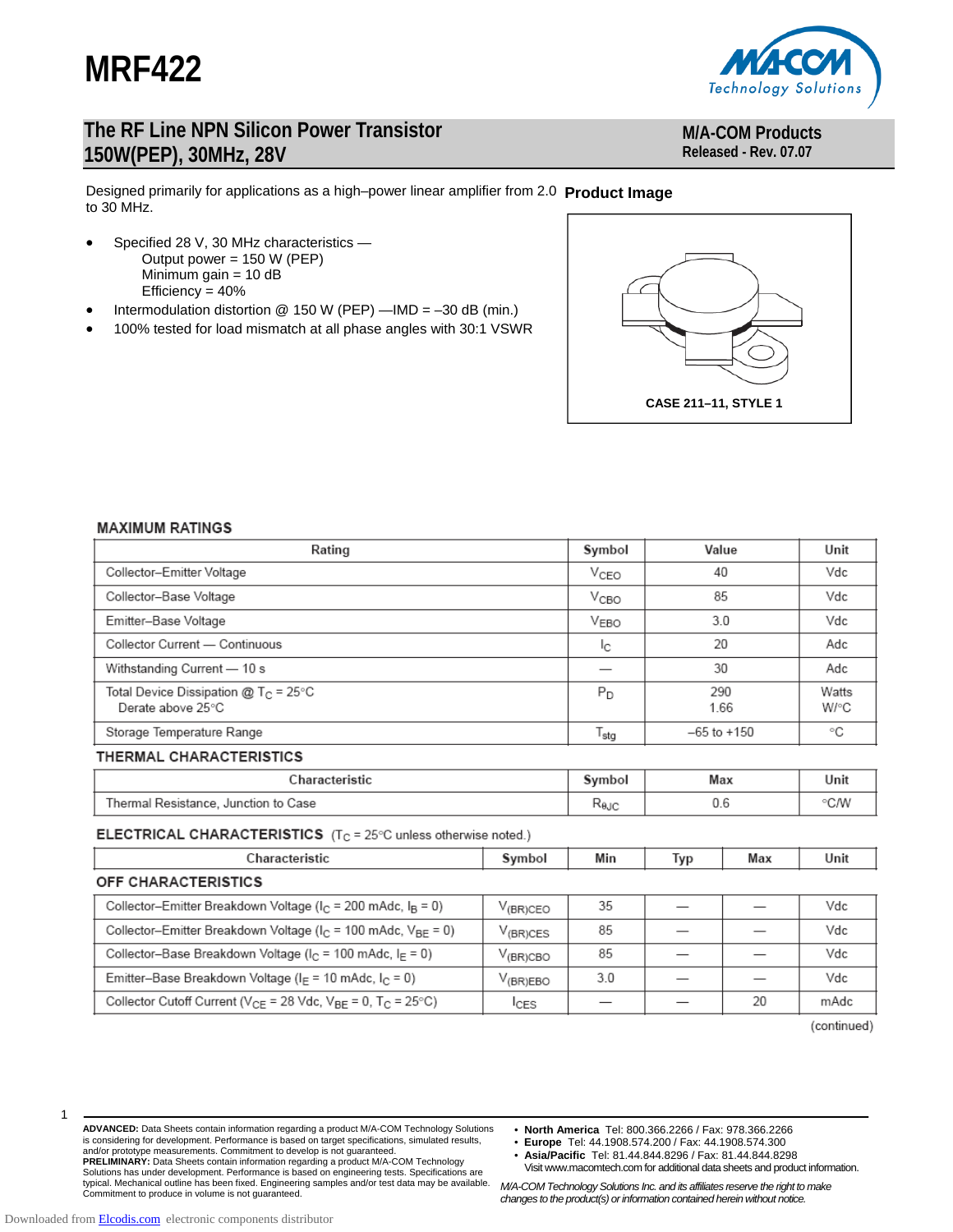# MRF422

## The RF Line NPN Silicon Power Transistor 150W(PEP), 30MHz, 28V

**M/A-COM Products**
**Released - Rev. 07.07**

Designed primarily for applications as a high–power linear amplifier from 2.0 to 30 MHz.

- Specified 28 V, 30 MHz characteristics —
  Output power = 150 W (PEP)
  Minimum gain = 10 dB
  Efficiency = 40%
- Intermodulation distortion @ 150 W (PEP) —IMD = –30 dB (min.)
- 100% tested for load mismatch at all phase angles with 30:1 VSWR

**Product Image**

CASE 211–11, STYLE 1

### MAXIMUM RATINGS

| Rating | Symbol | Value | Unit |
|---|---|---|---|
| Collector–Emitter Voltage | $V_{CEO}$ | 40 | Vdc |
| Collector–Base Voltage | $V_{CBO}$ | 85 | Vdc |
| Emitter–Base Voltage | $V_{EBO}$ | 3.0 | Vdc |
| Collector Current — Continuous | $I_C$ | 20 | Adc |
| Withstanding Current — 10 s | — | 30 | Adc |
| Total Device Dissipation @ $T_C$ = 25°C<br>Derate above 25°C | $P_D$ | 290<br>1.66 | Watts<br>W/°C |
| Storage Temperature Range | $T_{stg}$ | –65 to +150 | °C |

### THERMAL CHARACTERISTICS

| Characteristic | Symbol | Max | Unit |
|---|---|---|---|
| Thermal Resistance, Junction to Case | $R_{\theta JC}$ | 0.6 | °C/W |

### ELECTRICAL CHARACTERISTICS ($T_C$ = 25°C unless otherwise noted.)

| Characteristic | Symbol | Min | Typ | Max | Unit |
|---|---|---|---|---|---|
| **OFF CHARACTERISTICS** | | | | | |
| Collector–Emitter Breakdown Voltage ($I_C$ = 200 mAdc, $I_B$ = 0) | $V_{(BR)CEO}$ | 35 | — | — | Vdc |
| Collector–Emitter Breakdown Voltage ($I_C$ = 100 mAdc, $V_{BE}$ = 0) | $V_{(BR)CES}$ | 85 | — | — | Vdc |
| Collector–Base Breakdown Voltage ($I_C$ = 100 mAdc, $I_E$ = 0) | $V_{(BR)CBO}$ | 85 | — | — | Vdc |
| Emitter–Base Breakdown Voltage ($I_E$ = 10 mAdc, $I_C$ = 0) | $V_{(BR)EBO}$ | 3.0 | — | — | Vdc |
| Collector Cutoff Current ($V_{CE}$ = 28 Vdc, $V_{BE}$ = 0, $T_C$ = 25°C) | $I_{CES}$ | — | — | 20 | mAdc |

(continued)

**ADVANCED:** Data Sheets contain information regarding a product M/A-COM Technology Solutions is considering for development. Performance is based on target specifications, simulated results, and/or prototype measurements. Commitment to develop is not guaranteed.
**PRELIMINARY:** Data Sheets contain information regarding a product M/A-COM Technology Solutions has under development. Performance is based on engineering tests. Specifications are typical. Mechanical outline has been fixed. Engineering samples and/or test data may be available. Commitment to produce in volume is not guaranteed.

- **North America** Tel: 800.366.2266 / Fax: 978.366.2266
- **Europe** Tel: 44.1908.574.200 / Fax: 44.1908.574.300
- **Asia/Pacific** Tel: 81.44.844.8296 / Fax: 81.44.844.8298

Visit www.macomtech.com for additional data sheets and product information.

*M/A-COM Technology Solutions Inc. and its affiliates reserve the right to make changes to the product(s) or information contained herein without notice.*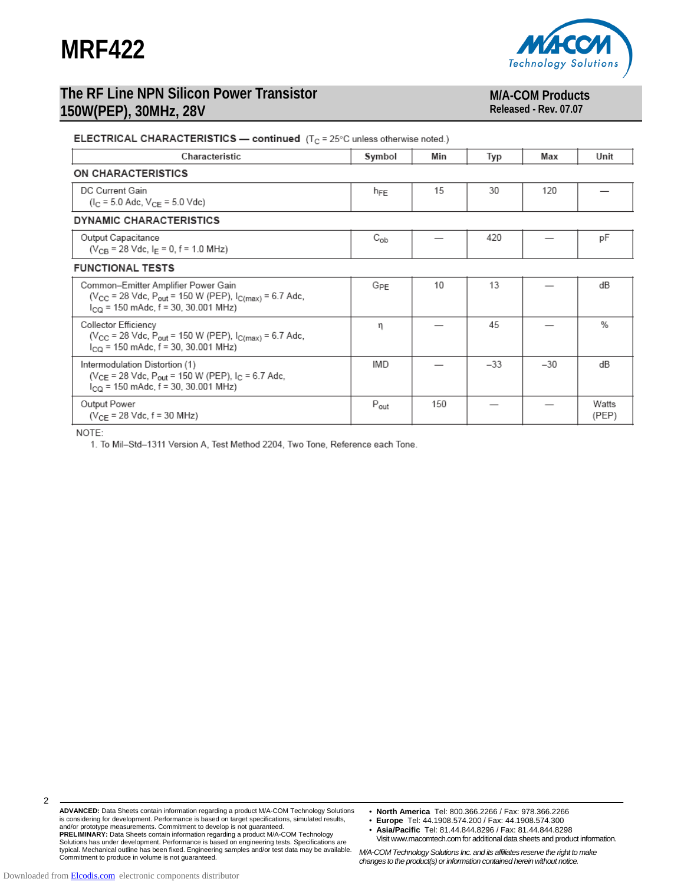# MRF422

## The RF Line NPN Silicon Power Transistor 150W(PEP), 30MHz, 28V

**M/A-COM Products**
**Released - Rev. 07.07**

**ELECTRICAL CHARACTERISTICS — continued** ($T_C$ = 25°C unless otherwise noted.)

| Characteristic | Symbol | Min | Typ | Max | Unit |
|---|---|---|---|---|---|
| **ON CHARACTERISTICS** | | | | | |
| DC Current Gain ($I_C$ = 5.0 Adc, $V_{CE}$ = 5.0 Vdc) | $h_{FE}$ | 15 | 30 | 120 | — |
| **DYNAMIC CHARACTERISTICS** | | | | | |
| Output Capacitance ($V_{CB}$ = 28 Vdc, $I_E$ = 0, f = 1.0 MHz) | $C_{ob}$ | — | 420 | — | pF |
| **FUNCTIONAL TESTS** | | | | | |
| Common–Emitter Amplifier Power Gain ($V_{CC}$ = 28 Vdc, $P_{out}$ = 150 W (PEP), $I_{C(max)}$ = 6.7 Adc, $I_{CQ}$ = 150 mAdc, f = 30, 30.001 MHz) | $G_{PE}$ | 10 | 13 | — | dB |
| Collector Efficiency ($V_{CC}$ = 28 Vdc, $P_{out}$ = 150 W (PEP), $I_{C(max)}$ = 6.7 Adc, $I_{CQ}$ = 150 mAdc, f = 30, 30.001 MHz) | $\eta$ | — | 45 | — | % |
| Intermodulation Distortion (1) ($V_{CE}$ = 28 Vdc, $P_{out}$ = 150 W (PEP), $I_C$ = 6.7 Adc, $I_{CQ}$ = 150 mAdc, f = 30, 30.001 MHz) | IMD | — | –33 | –30 | dB |
| Output Power ($V_{CE}$ = 28 Vdc, f = 30 MHz) | $P_{out}$ | 150 | — | — | Watts (PEP) |

NOTE:
1. To Mil–Std–1311 Version A, Test Method 2204, Two Tone, Reference each Tone.

**ADVANCED:** Data Sheets contain information regarding a product M/A-COM Technology Solutions is considering for development. Performance is based on target specifications, simulated results, and/or prototype measurements. Commitment to develop is not guaranteed.
**PRELIMINARY:** Data Sheets contain information regarding a product M/A-COM Technology Solutions has under development. Performance is based on engineering tests. Specifications are typical. Mechanical outline has been fixed. Engineering samples and/or test data may be available. Commitment to produce in volume is not guaranteed.

- **North America** Tel: 800.366.2266 / Fax: 978.366.2266
- **Europe** Tel: 44.1908.574.200 / Fax: 44.1908.574.300
- **Asia/Pacific** Tel: 81.44.844.8296 / Fax: 81.44.844.8298

Visit www.macomtech.com for additional data sheets and product information.

*M/A-COM Technology Solutions Inc. and its affiliates reserve the right to make changes to the product(s) or information contained herein without notice.*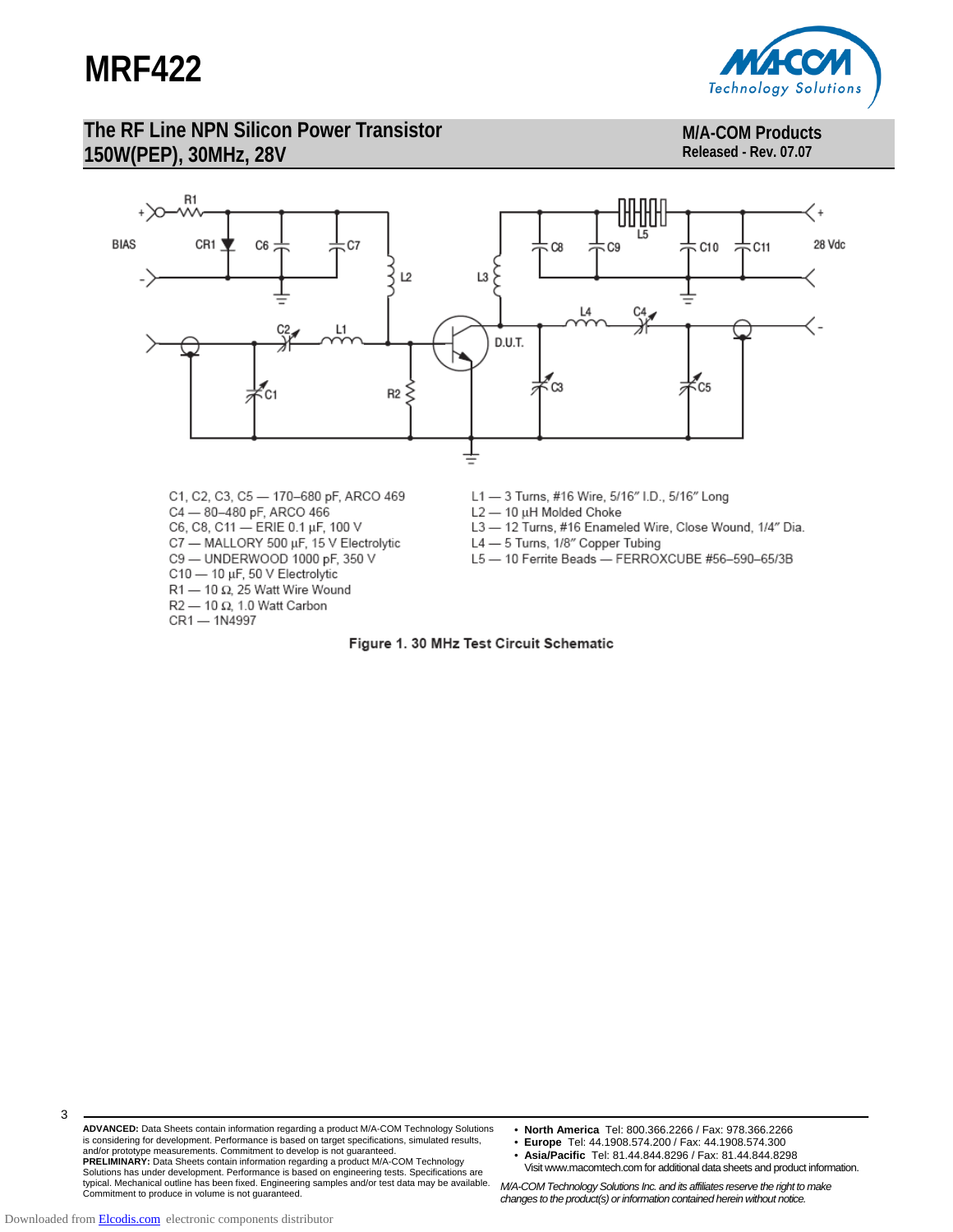C1, C2, C3, C5 — 170–680 pF, ARCO 469
C4 — 80–480 pF, ARCO 466
C6, C8, C11 — ERIE 0.1 µF, 100 V
C7 — MALLORY 500 µF, 15 V Electrolytic
C9 — UNDERWOOD 1000 pF, 350 V
C10 — 10 µF, 50 V Electrolytic
R1 — 10 Ω, 25 Watt Wire Wound
R2 — 10 Ω, 1.0 Watt Carbon
CR1 — 1N4997

L1 — 3 Turns, #16 Wire, 5/16″ I.D., 5/16″ Long
L2 — 10 µH Molded Choke
L3 — 12 Turns, #16 Enameled Wire, Close Wound, 1/4″ Dia.
L4 — 5 Turns, 1/8″ Copper Tubing
L5 — 10 Ferrite Beads — FERROXCUBE #56–590–65/3B

**Figure 1. 30 MHz Test Circuit Schematic**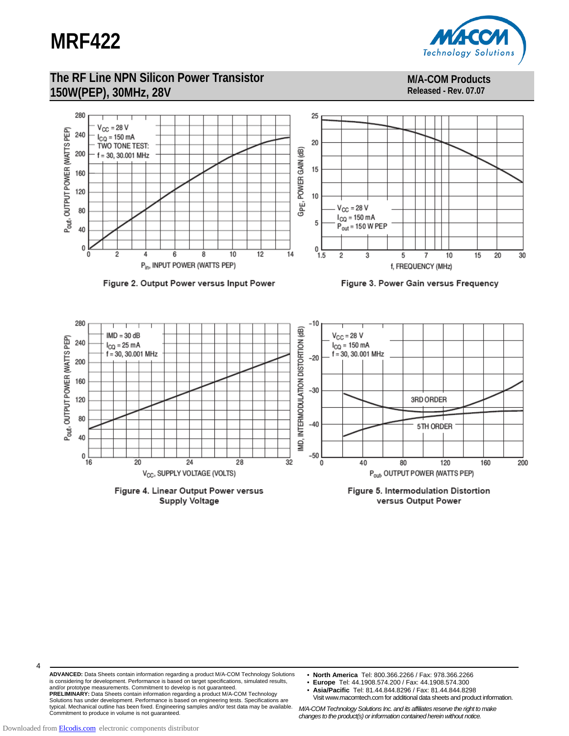# MRF422

## The RF Line NPN Silicon Power Transistor 150W(PEP), 30MHz, 28V

**M/A-COM Products**
**Released - Rev. 07.07**

$V_{CC}$ = 28 V
$I_{CQ}$ = 150 mA
TWO TONE TEST:
f = 30, 30.001 MHz

$P_{out}$, OUTPUT POWER (WATTS PEP)

$P_{in}$, INPUT POWER (WATTS PEP)

Figure 2. Output Power versus Input Power

$V_{CC}$ = 28 V
$I_{CQ}$ = 150 mA
$P_{out}$ = 150 W PEP

$G_{PE}$, POWER GAIN (dB)

f, FREQUENCY (MHz)

Figure 3. Power Gain versus Frequency

IMD = 30 dB
$I_{CQ}$ = 25 mA
f = 30, 30.001 MHz

$P_{out}$, OUTPUT POWER (WATTS PEP)

$V_{CC}$, SUPPLY VOLTAGE (VOLTS)

Figure 4. Linear Output Power versus Supply Voltage

$V_{CC}$ = 28 V
$I_{CQ}$ = 150 mA
f = 30, 30.001 MHz

3RD ORDER

5TH ORDER

IMD, INTERMODULATION DISTORTION (dB)

$P_{out}$, OUTPUT POWER (WATTS PEP)

Figure 5. Intermodulation Distortion versus Output Power

**ADVANCED:** Data Sheets contain information regarding a product M/A-COM Technology Solutions is considering for development. Performance is based on target specifications, simulated results, and/or prototype measurements. Commitment to develop is not guaranteed.
**PRELIMINARY:** Data Sheets contain information regarding a product M/A-COM Technology Solutions has under development. Performance is based on engineering tests. Specifications are typical. Mechanical outline has been fixed. Engineering samples and/or test data may be available. Commitment to produce in volume is not guaranteed.

- **North America** Tel: 800.366.2266 / Fax: 978.366.2266
- **Europe** Tel: 44.1908.574.200 / Fax: 44.1908.574.300
- **Asia/Pacific** Tel: 81.44.844.8296 / Fax: 81.44.844.8298

Visit www.macomtech.com for additional data sheets and product information.

*M/A-COM Technology Solutions Inc. and its affiliates reserve the right to make changes to the product(s) or information contained herein without notice.*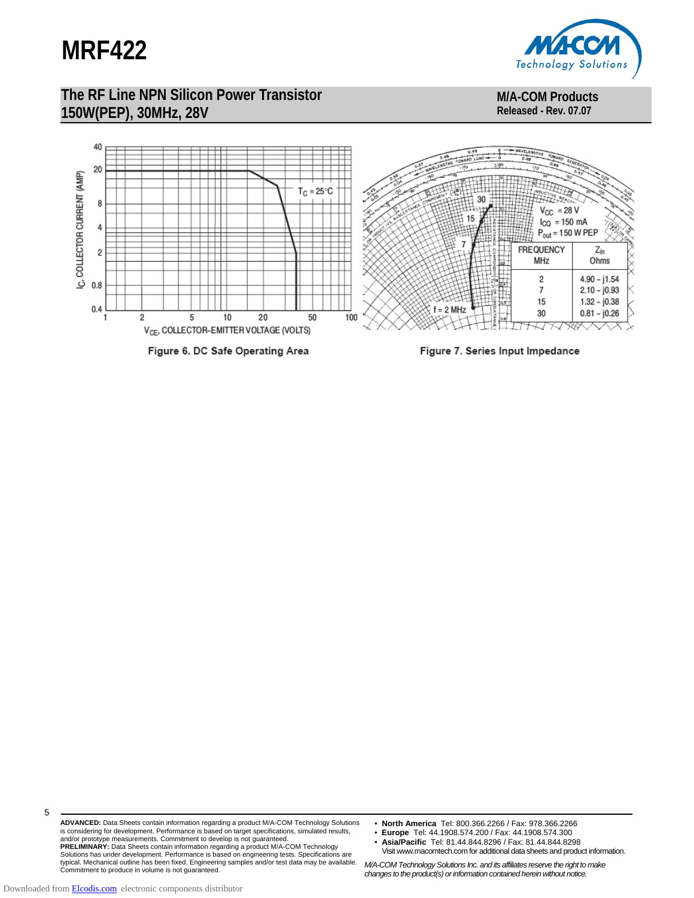# MRF422

## The RF Line NPN Silicon Power Transistor 150W(PEP), 30MHz, 28V

**M/A-COM Products**
**Released - Rev. 07.07**

Figure 6. DC Safe Operating Area

$V_{CC}$ = 28 V
$I_{CQ}$ = 150 mA
$P_{out}$ = 150 W PEP

| FREQUENCY MHz | $Z_{in}$ Ohms |
|---|---|
| 2 | 4.90 – j1.54 |
| 7 | 2.10 – j0.93 |
| 15 | 1.32 – j0.38 |
| 30 | 0.81 – j0.26 |

Figure 7. Series Input Impedance

**ADVANCED:** Data Sheets contain information regarding a product M/A-COM Technology Solutions is considering for development. Performance is based on target specifications, simulated results, and/or prototype measurements. Commitment to develop is not guaranteed.
**PRELIMINARY:** Data Sheets contain information regarding a product M/A-COM Technology Solutions has under development. Performance is based on engineering tests. Specifications are typical. Mechanical outline has been fixed. Engineering samples and/or test data may be available. Commitment to produce in volume is not guaranteed.

- **North America** Tel: 800.366.2266 / Fax: 978.366.2266
- **Europe** Tel: 44.1908.574.200 / Fax: 44.1908.574.300
- **Asia/Pacific** Tel: 81.44.844.8296 / Fax: 81.44.844.8298

Visit www.macomtech.com for additional data sheets and product information.

*M/A-COM Technology Solutions Inc. and its affiliates reserve the right to make changes to the product(s) or information contained herein without notice.*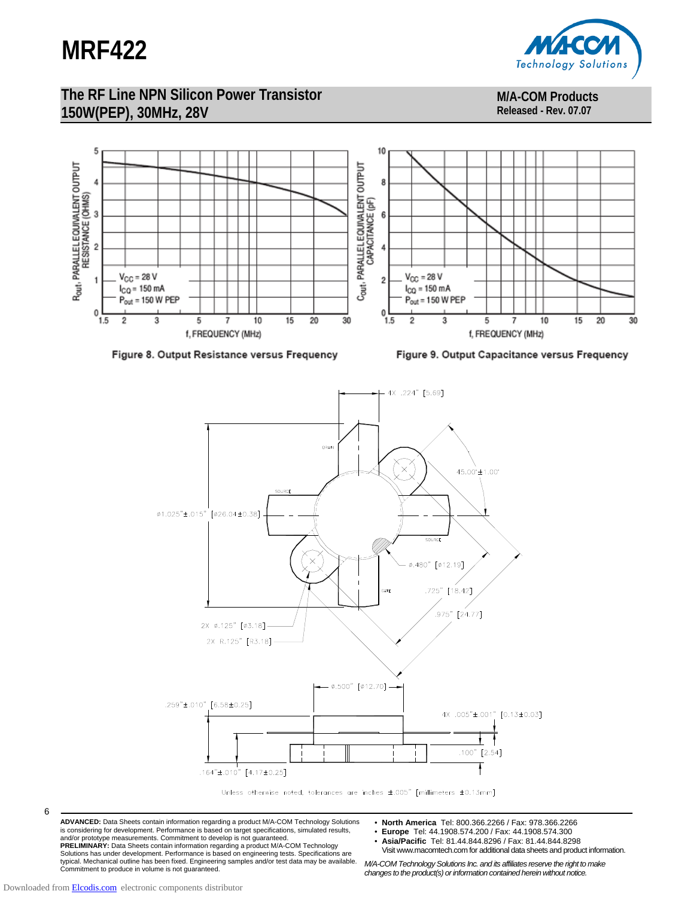Figure 8 (chart):

$R_{out}$, PARALLEL EQUIVALENT OUTPUT RESISTANCE (OHMS)

$V_{CC}$ = 28 V
$I_{CQ}$ = 150 mA
$P_{out}$ = 150 W PEP

f, FREQUENCY (MHz)

Figure 8. Output Resistance versus Frequency

Figure 9 (chart):

$C_{out}$, PARALLEL EQUIVALENT OUTPUT CAPACITANCE (pF)

$V_{CC}$ = 28 V
$I_{CQ}$ = 150 mA
$P_{out}$ = 150 W PEP

f, FREQUENCY (MHz)

Figure 9. Output Capacitance versus Frequency

Mechanical outline (drawing):

4X .224" [5.69]
DRAIN
45.00°±1.00°
SOURCE
ø1.025"±.015" [ø26.04±0.38]
SOURCE
ø.480" [ø12.19]
GATE
.725" [18.42]
.975" [24.77]
2X ø.125" [ø3.18]
2X R.125" [R3.18]
ø.500" [ø12.70]
.259"±.010" [6.58±0.25]
4X .005"±.001" [0.13±0.03]
.100" [2.54]
.164"±.010" [4.17±0.25]

Unless otherwise noted, tolerances are inches ±.005" [millimeters ±0.13mm]

**ADVANCED:** Data Sheets contain information regarding a product M/A-COM Technology Solutions is considering for development. Performance is based on target specifications, simulated results, and/or prototype measurements. Commitment to develop is not guaranteed.
**PRELIMINARY:** Data Sheets contain information regarding a product M/A-COM Technology Solutions has under development. Performance is based on engineering tests. Specifications are typical. Mechanical outline has been fixed. Engineering samples and/or test data may be available. Commitment to produce in volume is not guaranteed.

- **North America** Tel: 800.366.2266 / Fax: 978.366.2266
- **Europe** Tel: 44.1908.574.200 / Fax: 44.1908.574.300
- **Asia/Pacific** Tel: 81.44.844.8296 / Fax: 81.44.844.8298

Visit www.macomtech.com for additional data sheets and product information.

*M/A-COM Technology Solutions Inc. and its affiliates reserve the right to make changes to the product(s) or information contained herein without notice.*